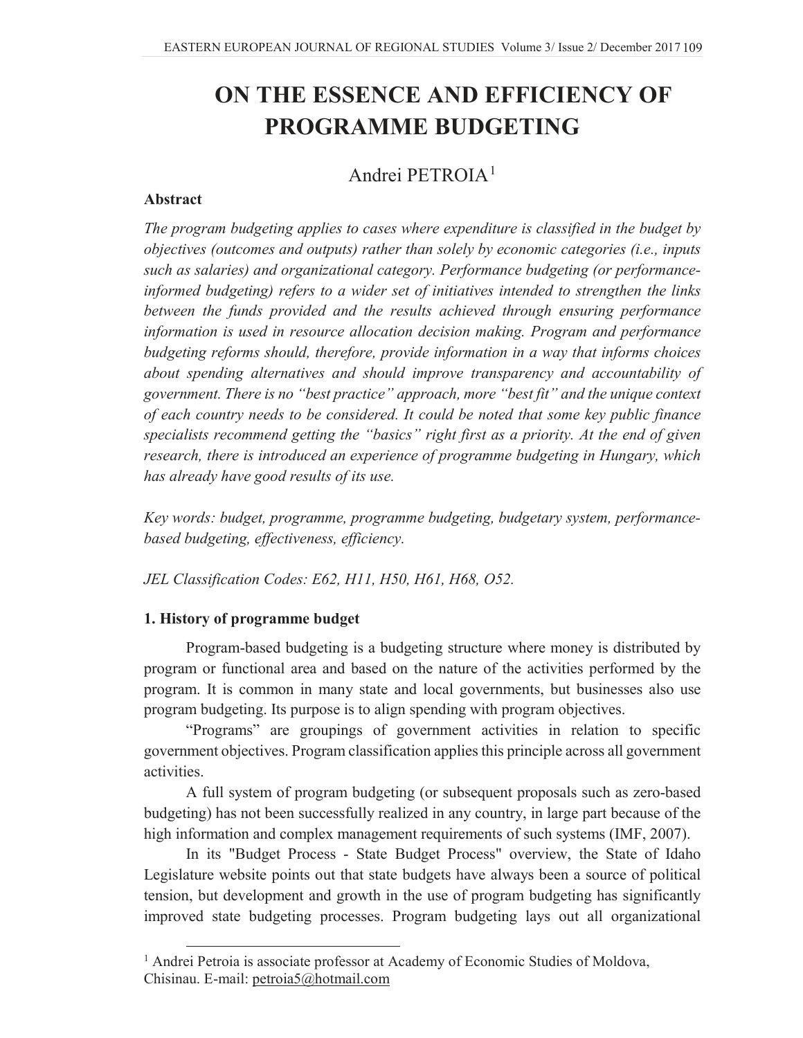# ON THE ESSENCE AND EFFICIENCY OF PROGRAMME BUDGETING

Andrei PETROIA[1]

**Abstract**

*The program budgeting applies to cases where expenditure is classified in the budget by objectives (outcomes and outputs) rather than solely by economic categories (i.e., inputs such as salaries) and organizational category. Performance budgeting (or performance-informed budgeting) refers to a wider set of initiatives intended to strengthen the links between the funds provided and the results achieved through ensuring performance information is used in resource allocation decision making. Program and performance budgeting reforms should, therefore, provide information in a way that informs choices about spending alternatives and should improve transparency and accountability of government. There is no "best practice" approach, more "best fit" and the unique context of each country needs to be considered. It could be noted that some key public finance specialists recommend getting the "basics" right first as a priority. At the end of given research, there is introduced an experience of programme budgeting in Hungary, which has already have good results of its use.*

*Key words: budget, programme, programme budgeting, budgetary system, performance-based budgeting, effectiveness, efficiency.*

*JEL Classification Codes: E62, H11, H50, H61, H68, O52.*

## 1. History of programme budget

Program-based budgeting is a budgeting structure where money is distributed by program or functional area and based on the nature of the activities performed by the program. It is common in many state and local governments, but businesses also use program budgeting. Its purpose is to align spending with program objectives.

"Programs" are groupings of government activities in relation to specific government objectives. Program classification applies this principle across all government activities.

A full system of program budgeting (or subsequent proposals such as zero-based budgeting) has not been successfully realized in any country, in large part because of the high information and complex management requirements of such systems (IMF, 2007).

In its "Budget Process - State Budget Process" overview, the State of Idaho Legislature website points out that state budgets have always been a source of political tension, but development and growth in the use of program budgeting has significantly improved state budgeting processes. Program budgeting lays out all organizational

[1] Andrei Petroia is associate professor at Academy of Economic Studies of Moldova, Chisinau. E-mail: petroia5@hotmail.com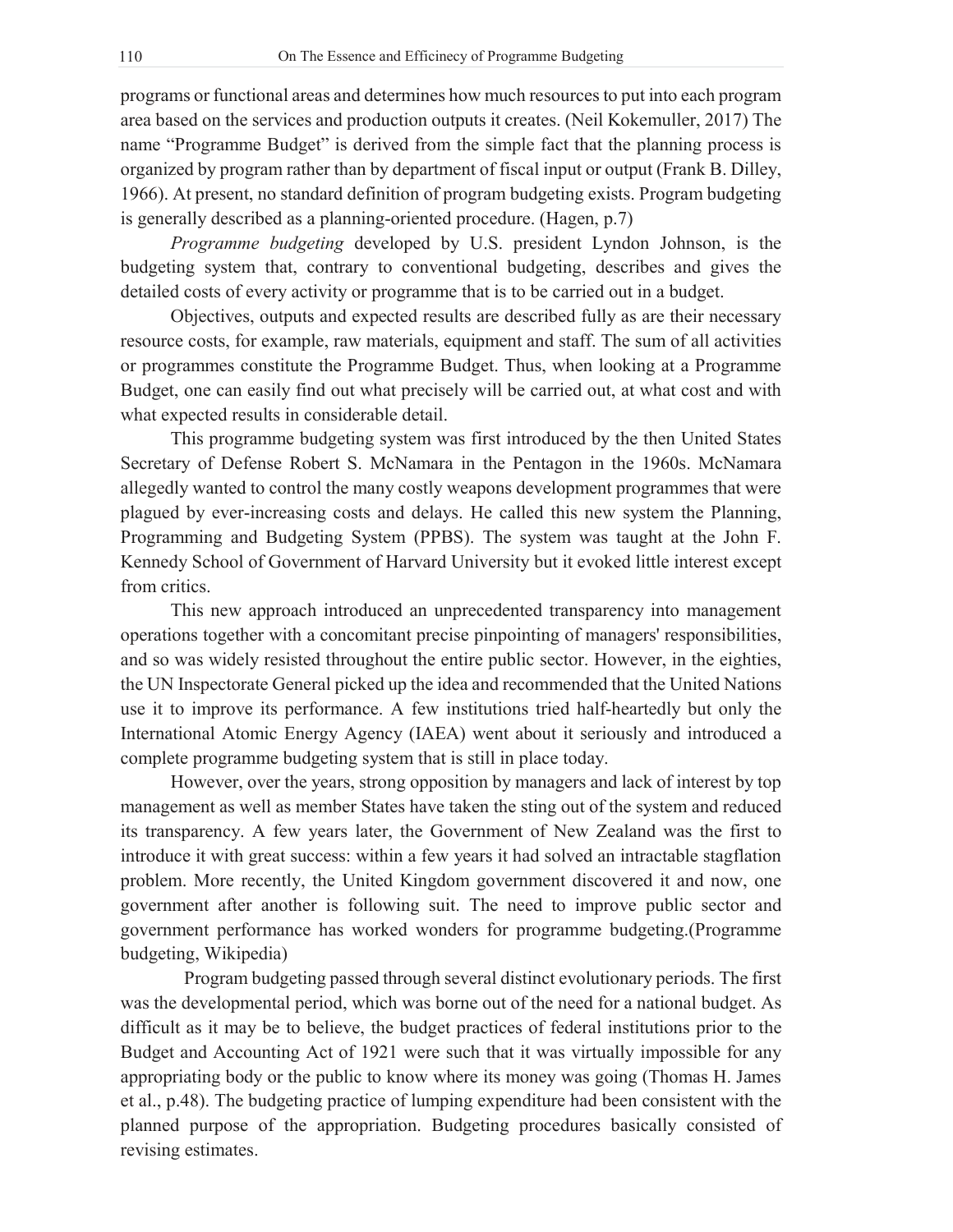programs or functional areas and determines how much resources to put into each program area based on the services and production outputs it creates. (Neil Kokemuller, 2017) The name "Programme Budget" is derived from the simple fact that the planning process is organized by program rather than by department of fiscal input or output (Frank B. Dilley, 1966). At present, no standard definition of program budgeting exists. Program budgeting is generally described as a planning-oriented procedure. (Hagen, p.7)

*Programme budgeting* developed by U.S. president Lyndon Johnson, is the budgeting system that, contrary to conventional budgeting, describes and gives the detailed costs of every activity or programme that is to be carried out in a budget.

Objectives, outputs and expected results are described fully as are their necessary resource costs, for example, raw materials, equipment and staff. The sum of all activities or programmes constitute the Programme Budget. Thus, when looking at a Programme Budget, one can easily find out what precisely will be carried out, at what cost and with what expected results in considerable detail.

This programme budgeting system was first introduced by the then United States Secretary of Defense Robert S. McNamara in the Pentagon in the 1960s. McNamara allegedly wanted to control the many costly weapons development programmes that were plagued by ever-increasing costs and delays. He called this new system the Planning, Programming and Budgeting System (PPBS). The system was taught at the John F. Kennedy School of Government of Harvard University but it evoked little interest except from critics.

This new approach introduced an unprecedented transparency into management operations together with a concomitant precise pinpointing of managers' responsibilities, and so was widely resisted throughout the entire public sector. However, in the eighties, the UN Inspectorate General picked up the idea and recommended that the United Nations use it to improve its performance. A few institutions tried half-heartedly but only the International Atomic Energy Agency (IAEA) went about it seriously and introduced a complete programme budgeting system that is still in place today.

However, over the years, strong opposition by managers and lack of interest by top management as well as member States have taken the sting out of the system and reduced its transparency. A few years later, the Government of New Zealand was the first to introduce it with great success: within a few years it had solved an intractable stagflation problem. More recently, the United Kingdom government discovered it and now, one government after another is following suit. The need to improve public sector and government performance has worked wonders for programme budgeting.(Programme budgeting, Wikipedia)

Program budgeting passed through several distinct evolutionary periods. The first was the developmental period, which was borne out of the need for a national budget. As difficult as it may be to believe, the budget practices of federal institutions prior to the Budget and Accounting Act of 1921 were such that it was virtually impossible for any appropriating body or the public to know where its money was going (Thomas H. James et al., p.48). The budgeting practice of lumping expenditure had been consistent with the planned purpose of the appropriation. Budgeting procedures basically consisted of revising estimates.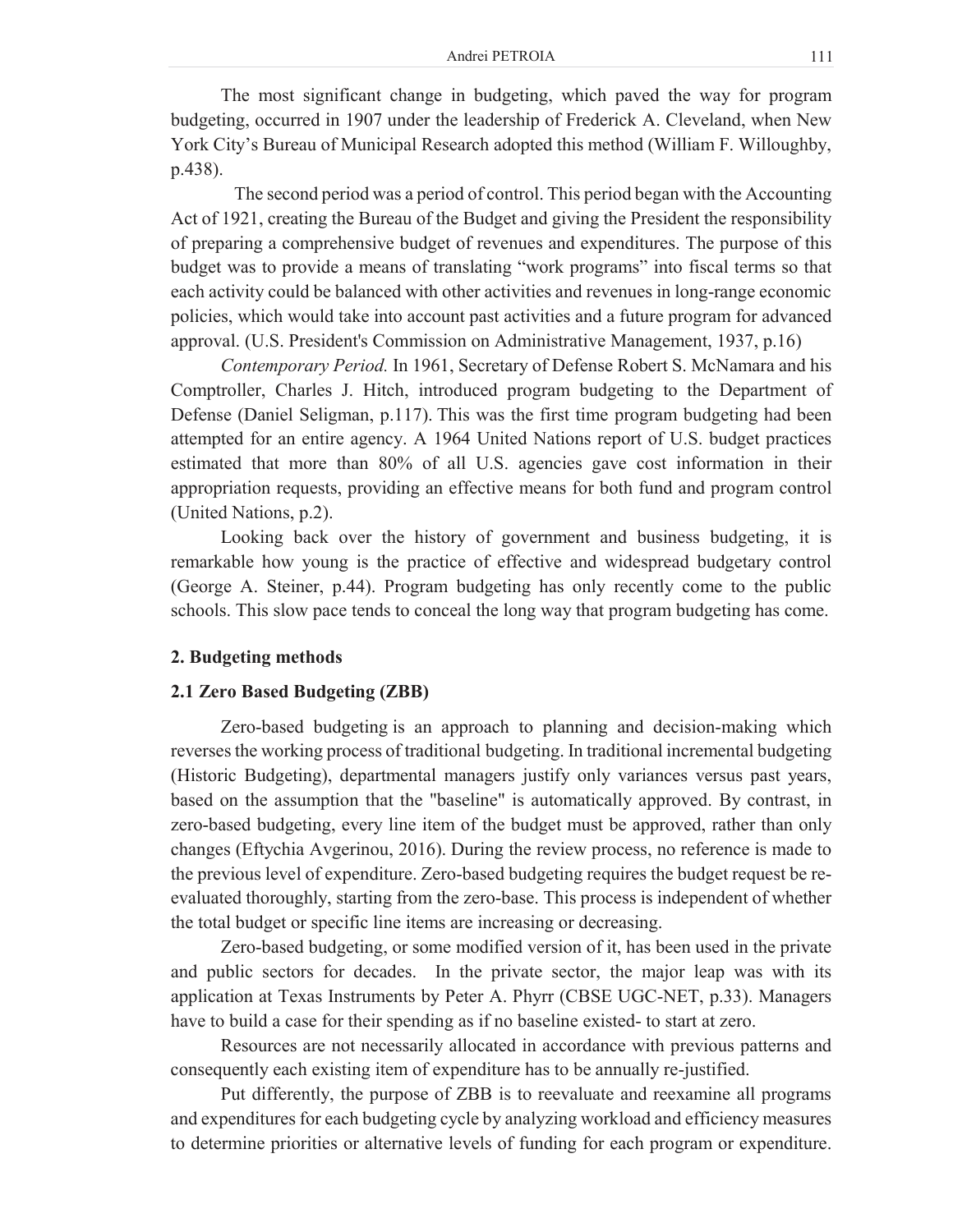The most significant change in budgeting, which paved the way for program budgeting, occurred in 1907 under the leadership of Frederick A. Cleveland, when New York City's Bureau of Municipal Research adopted this method (William F. Willoughby, p.438).

The second period was a period of control. This period began with the Accounting Act of 1921, creating the Bureau of the Budget and giving the President the responsibility of preparing a comprehensive budget of revenues and expenditures. The purpose of this budget was to provide a means of translating "work programs" into fiscal terms so that each activity could be balanced with other activities and revenues in long-range economic policies, which would take into account past activities and a future program for advanced approval. (U.S. President's Commission on Administrative Management, 1937, p.16)

*Contemporary Period.* In 1961, Secretary of Defense Robert S. McNamara and his Comptroller, Charles J. Hitch, introduced program budgeting to the Department of Defense (Daniel Seligman, p.117). This was the first time program budgeting had been attempted for an entire agency. A 1964 United Nations report of U.S. budget practices estimated that more than 80% of all U.S. agencies gave cost information in their appropriation requests, providing an effective means for both fund and program control (United Nations, p.2).

Looking back over the history of government and business budgeting, it is remarkable how young is the practice of effective and widespread budgetary control (George A. Steiner, p.44). Program budgeting has only recently come to the public schools. This slow pace tends to conceal the long way that program budgeting has come.

## 2. Budgeting methods

### 2.1 Zero Based Budgeting (ZBB)

Zero-based budgeting is an approach to planning and decision-making which reverses the working process of traditional budgeting. In traditional incremental budgeting (Historic Budgeting), departmental managers justify only variances versus past years, based on the assumption that the "baseline" is automatically approved. By contrast, in zero-based budgeting, every line item of the budget must be approved, rather than only changes (Eftychia Avgerinou, 2016). During the review process, no reference is made to the previous level of expenditure. Zero-based budgeting requires the budget request be re-evaluated thoroughly, starting from the zero-base. This process is independent of whether the total budget or specific line items are increasing or decreasing.

Zero-based budgeting, or some modified version of it, has been used in the private and public sectors for decades. In the private sector, the major leap was with its application at Texas Instruments by Peter A. Phyrr (CBSE UGC-NET, p.33). Managers have to build a case for their spending as if no baseline existed- to start at zero.

Resources are not necessarily allocated in accordance with previous patterns and consequently each existing item of expenditure has to be annually re-justified.

Put differently, the purpose of ZBB is to reevaluate and reexamine all programs and expenditures for each budgeting cycle by analyzing workload and efficiency measures to determine priorities or alternative levels of funding for each program or expenditure.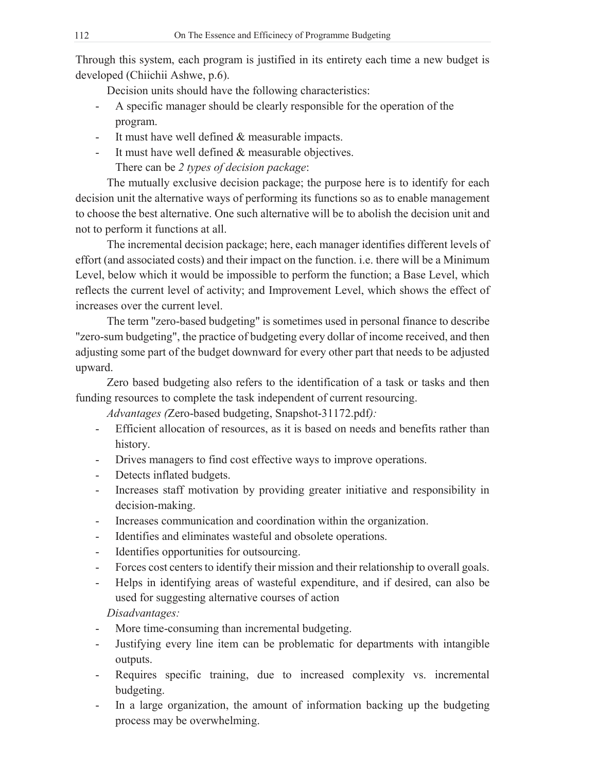Through this system, each program is justified in its entirety each time a new budget is developed (Chiichii Ashwe, p.6).

Decision units should have the following characteristics:

- A specific manager should be clearly responsible for the operation of the program.
- It must have well defined & measurable impacts.
- It must have well defined & measurable objectives.

There can be *2 types of decision package*:

The mutually exclusive decision package; the purpose here is to identify for each decision unit the alternative ways of performing its functions so as to enable management to choose the best alternative. One such alternative will be to abolish the decision unit and not to perform it functions at all.

The incremental decision package; here, each manager identifies different levels of effort (and associated costs) and their impact on the function. i.e. there will be a Minimum Level, below which it would be impossible to perform the function; a Base Level, which reflects the current level of activity; and Improvement Level, which shows the effect of increases over the current level.

The term "zero-based budgeting" is sometimes used in personal finance to describe "zero-sum budgeting", the practice of budgeting every dollar of income received, and then adjusting some part of the budget downward for every other part that needs to be adjusted upward.

Zero based budgeting also refers to the identification of a task or tasks and then funding resources to complete the task independent of current resourcing.

*Advantages (*Zero-based budgeting, Snapshot-31172.pdf*):*

- Efficient allocation of resources, as it is based on needs and benefits rather than history.
- Drives managers to find cost effective ways to improve operations.
- Detects inflated budgets.
- Increases staff motivation by providing greater initiative and responsibility in decision-making.
- Increases communication and coordination within the organization.
- Identifies and eliminates wasteful and obsolete operations.
- Identifies opportunities for outsourcing.
- Forces cost centers to identify their mission and their relationship to overall goals.
- Helps in identifying areas of wasteful expenditure, and if desired, can also be used for suggesting alternative courses of action

*Disadvantages:*

- More time-consuming than incremental budgeting.
- Justifying every line item can be problematic for departments with intangible outputs.
- Requires specific training, due to increased complexity vs. incremental budgeting.
- In a large organization, the amount of information backing up the budgeting process may be overwhelming.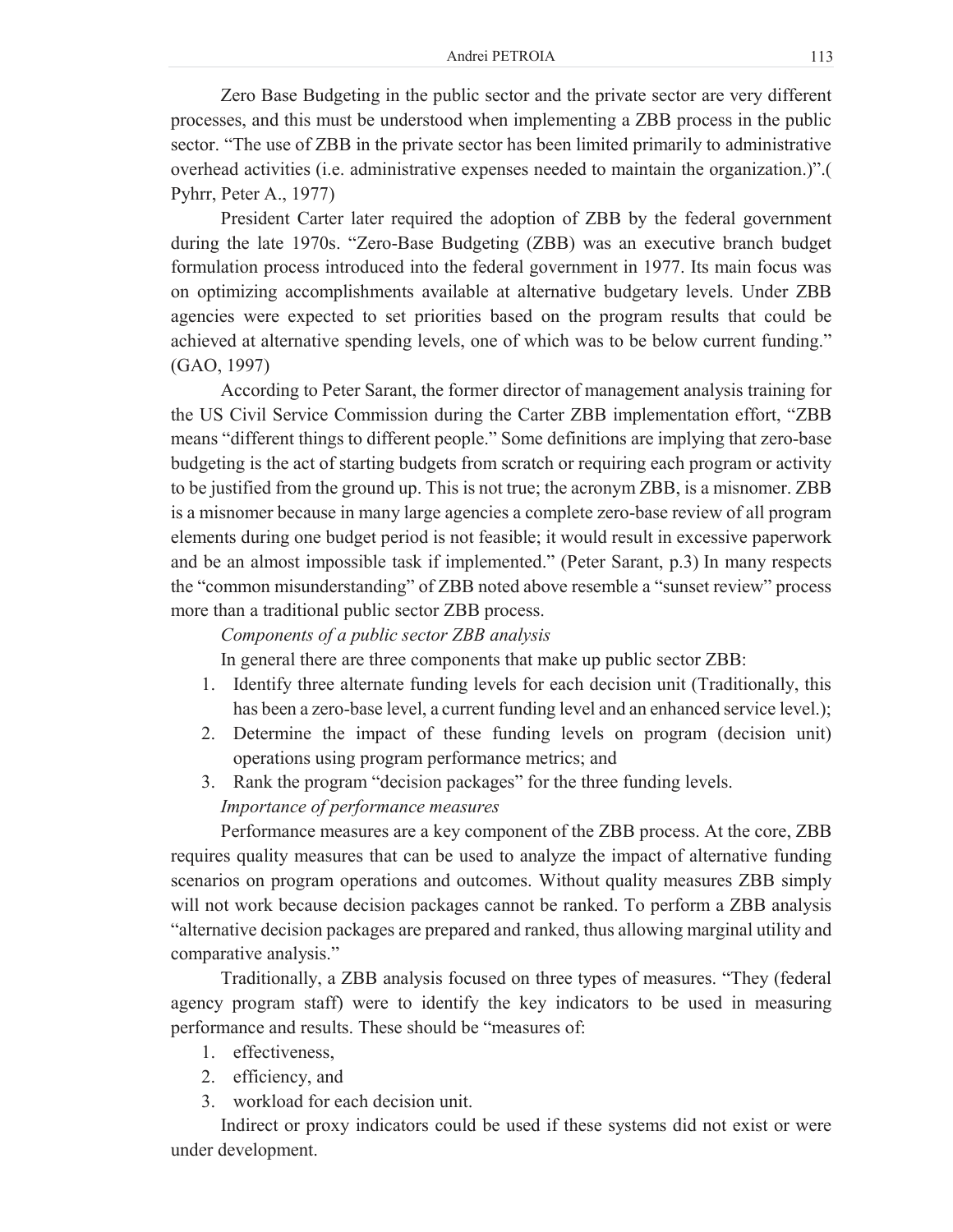Zero Base Budgeting in the public sector and the private sector are very different processes, and this must be understood when implementing a ZBB process in the public sector. "The use of ZBB in the private sector has been limited primarily to administrative overhead activities (i.e. administrative expenses needed to maintain the organization.)".( Pyhrr, Peter A., 1977)

President Carter later required the adoption of ZBB by the federal government during the late 1970s. "Zero-Base Budgeting (ZBB) was an executive branch budget formulation process introduced into the federal government in 1977. Its main focus was on optimizing accomplishments available at alternative budgetary levels. Under ZBB agencies were expected to set priorities based on the program results that could be achieved at alternative spending levels, one of which was to be below current funding." (GAO, 1997)

According to Peter Sarant, the former director of management analysis training for the US Civil Service Commission during the Carter ZBB implementation effort, "ZBB means "different things to different people." Some definitions are implying that zero-base budgeting is the act of starting budgets from scratch or requiring each program or activity to be justified from the ground up. This is not true; the acronym ZBB, is a misnomer. ZBB is a misnomer because in many large agencies a complete zero-base review of all program elements during one budget period is not feasible; it would result in excessive paperwork and be an almost impossible task if implemented." (Peter Sarant, p.3) In many respects the "common misunderstanding" of ZBB noted above resemble a "sunset review" process more than a traditional public sector ZBB process.

*Components of a public sector ZBB analysis*

In general there are three components that make up public sector ZBB:

1. Identify three alternate funding levels for each decision unit (Traditionally, this has been a zero-base level, a current funding level and an enhanced service level.);
2. Determine the impact of these funding levels on program (decision unit) operations using program performance metrics; and
3. Rank the program "decision packages" for the three funding levels.

*Importance of performance measures*

Performance measures are a key component of the ZBB process. At the core, ZBB requires quality measures that can be used to analyze the impact of alternative funding scenarios on program operations and outcomes. Without quality measures ZBB simply will not work because decision packages cannot be ranked. To perform a ZBB analysis "alternative decision packages are prepared and ranked, thus allowing marginal utility and comparative analysis."

Traditionally, a ZBB analysis focused on three types of measures. "They (federal agency program staff) were to identify the key indicators to be used in measuring performance and results. These should be "measures of:

1. effectiveness,
2. efficiency, and
3. workload for each decision unit.

Indirect or proxy indicators could be used if these systems did not exist or were under development.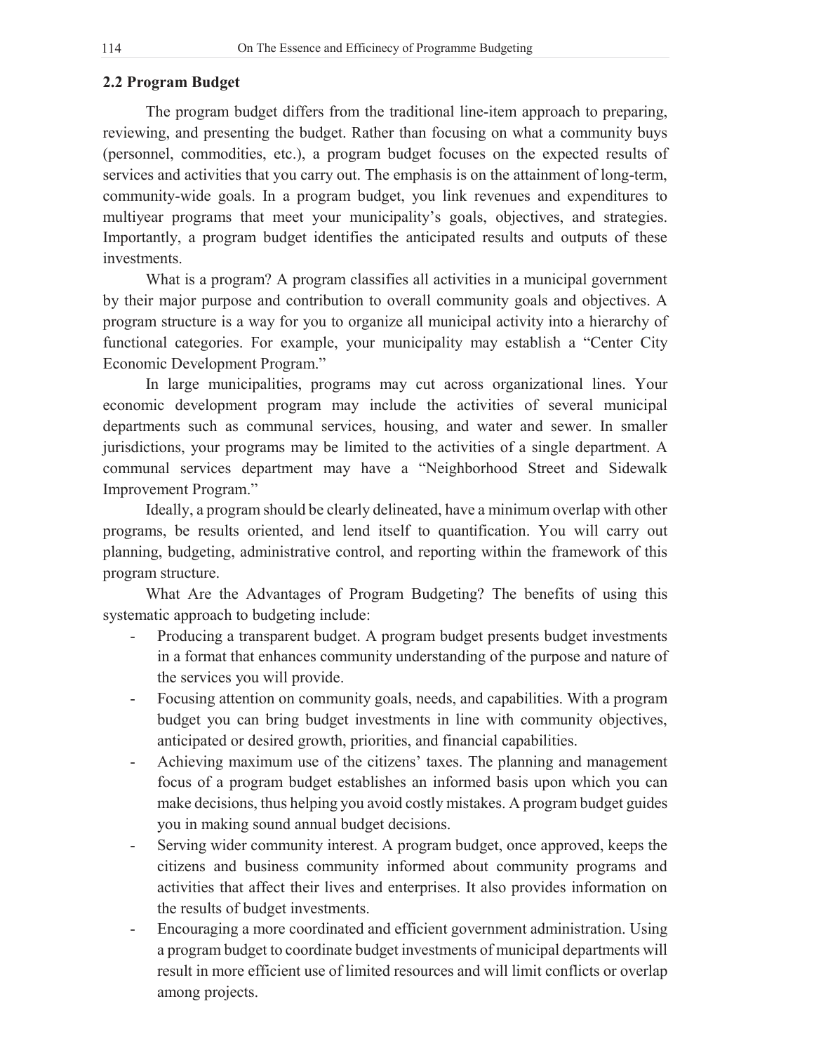## 2.2 Program Budget

The program budget differs from the traditional line-item approach to preparing, reviewing, and presenting the budget. Rather than focusing on what a community buys (personnel, commodities, etc.), a program budget focuses on the expected results of services and activities that you carry out. The emphasis is on the attainment of long-term, community-wide goals. In a program budget, you link revenues and expenditures to multiyear programs that meet your municipality's goals, objectives, and strategies. Importantly, a program budget identifies the anticipated results and outputs of these investments.

What is a program? A program classifies all activities in a municipal government by their major purpose and contribution to overall community goals and objectives. A program structure is a way for you to organize all municipal activity into a hierarchy of functional categories. For example, your municipality may establish a "Center City Economic Development Program."

In large municipalities, programs may cut across organizational lines. Your economic development program may include the activities of several municipal departments such as communal services, housing, and water and sewer. In smaller jurisdictions, your programs may be limited to the activities of a single department. A communal services department may have a "Neighborhood Street and Sidewalk Improvement Program."

Ideally, a program should be clearly delineated, have a minimum overlap with other programs, be results oriented, and lend itself to quantification. You will carry out planning, budgeting, administrative control, and reporting within the framework of this program structure.

What Are the Advantages of Program Budgeting? The benefits of using this systematic approach to budgeting include:

- Producing a transparent budget. A program budget presents budget investments in a format that enhances community understanding of the purpose and nature of the services you will provide.
- Focusing attention on community goals, needs, and capabilities. With a program budget you can bring budget investments in line with community objectives, anticipated or desired growth, priorities, and financial capabilities.
- Achieving maximum use of the citizens' taxes. The planning and management focus of a program budget establishes an informed basis upon which you can make decisions, thus helping you avoid costly mistakes. A program budget guides you in making sound annual budget decisions.
- Serving wider community interest. A program budget, once approved, keeps the citizens and business community informed about community programs and activities that affect their lives and enterprises. It also provides information on the results of budget investments.
- Encouraging a more coordinated and efficient government administration. Using a program budget to coordinate budget investments of municipal departments will result in more efficient use of limited resources and will limit conflicts or overlap among projects.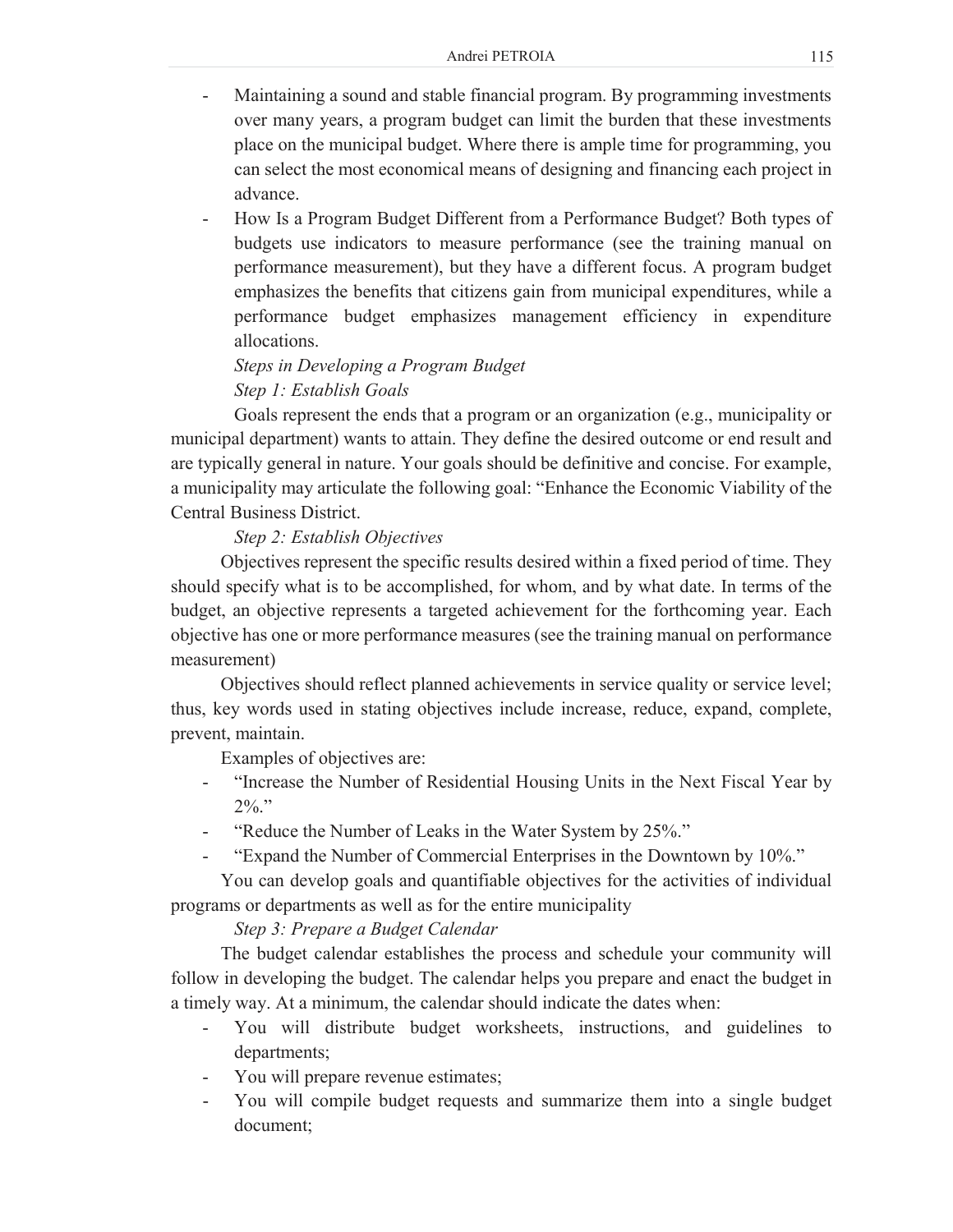- Maintaining a sound and stable financial program. By programming investments over many years, a program budget can limit the burden that these investments place on the municipal budget. Where there is ample time for programming, you can select the most economical means of designing and financing each project in advance.
- How Is a Program Budget Different from a Performance Budget? Both types of budgets use indicators to measure performance (see the training manual on performance measurement), but they have a different focus. A program budget emphasizes the benefits that citizens gain from municipal expenditures, while a performance budget emphasizes management efficiency in expenditure allocations.

*Steps in Developing a Program Budget*

*Step 1: Establish Goals*

Goals represent the ends that a program or an organization (e.g., municipality or municipal department) wants to attain. They define the desired outcome or end result and are typically general in nature. Your goals should be definitive and concise. For example, a municipality may articulate the following goal: "Enhance the Economic Viability of the Central Business District.

*Step 2: Establish Objectives*

Objectives represent the specific results desired within a fixed period of time. They should specify what is to be accomplished, for whom, and by what date. In terms of the budget, an objective represents a targeted achievement for the forthcoming year. Each objective has one or more performance measures (see the training manual on performance measurement)

Objectives should reflect planned achievements in service quality or service level; thus, key words used in stating objectives include increase, reduce, expand, complete, prevent, maintain.

Examples of objectives are:

- "Increase the Number of Residential Housing Units in the Next Fiscal Year by 2%."
- "Reduce the Number of Leaks in the Water System by 25%."
- "Expand the Number of Commercial Enterprises in the Downtown by 10%."

You can develop goals and quantifiable objectives for the activities of individual programs or departments as well as for the entire municipality

*Step 3: Prepare a Budget Calendar*

The budget calendar establishes the process and schedule your community will follow in developing the budget. The calendar helps you prepare and enact the budget in a timely way. At a minimum, the calendar should indicate the dates when:

- You will distribute budget worksheets, instructions, and guidelines to departments;
- You will prepare revenue estimates;
- You will compile budget requests and summarize them into a single budget document;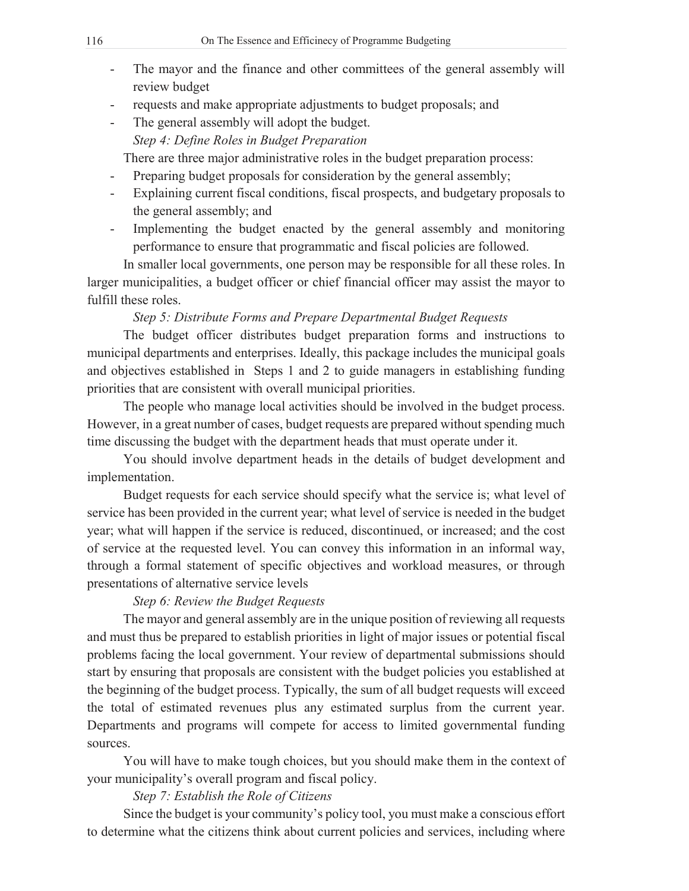- The mayor and the finance and other committees of the general assembly will review budget
- requests and make appropriate adjustments to budget proposals; and
- The general assembly will adopt the budget.

*Step 4: Define Roles in Budget Preparation*

There are three major administrative roles in the budget preparation process:

- Preparing budget proposals for consideration by the general assembly;
- Explaining current fiscal conditions, fiscal prospects, and budgetary proposals to the general assembly; and
- Implementing the budget enacted by the general assembly and monitoring performance to ensure that programmatic and fiscal policies are followed.

In smaller local governments, one person may be responsible for all these roles. In larger municipalities, a budget officer or chief financial officer may assist the mayor to fulfill these roles.

*Step 5: Distribute Forms and Prepare Departmental Budget Requests*

The budget officer distributes budget preparation forms and instructions to municipal departments and enterprises. Ideally, this package includes the municipal goals and objectives established in Steps 1 and 2 to guide managers in establishing funding priorities that are consistent with overall municipal priorities.

The people who manage local activities should be involved in the budget process. However, in a great number of cases, budget requests are prepared without spending much time discussing the budget with the department heads that must operate under it.

You should involve department heads in the details of budget development and implementation.

Budget requests for each service should specify what the service is; what level of service has been provided in the current year; what level of service is needed in the budget year; what will happen if the service is reduced, discontinued, or increased; and the cost of service at the requested level. You can convey this information in an informal way, through a formal statement of specific objectives and workload measures, or through presentations of alternative service levels

*Step 6: Review the Budget Requests*

The mayor and general assembly are in the unique position of reviewing all requests and must thus be prepared to establish priorities in light of major issues or potential fiscal problems facing the local government. Your review of departmental submissions should start by ensuring that proposals are consistent with the budget policies you established at the beginning of the budget process. Typically, the sum of all budget requests will exceed the total of estimated revenues plus any estimated surplus from the current year. Departments and programs will compete for access to limited governmental funding sources.

You will have to make tough choices, but you should make them in the context of your municipality's overall program and fiscal policy.

*Step 7: Establish the Role of Citizens*

Since the budget is your community's policy tool, you must make a conscious effort to determine what the citizens think about current policies and services, including where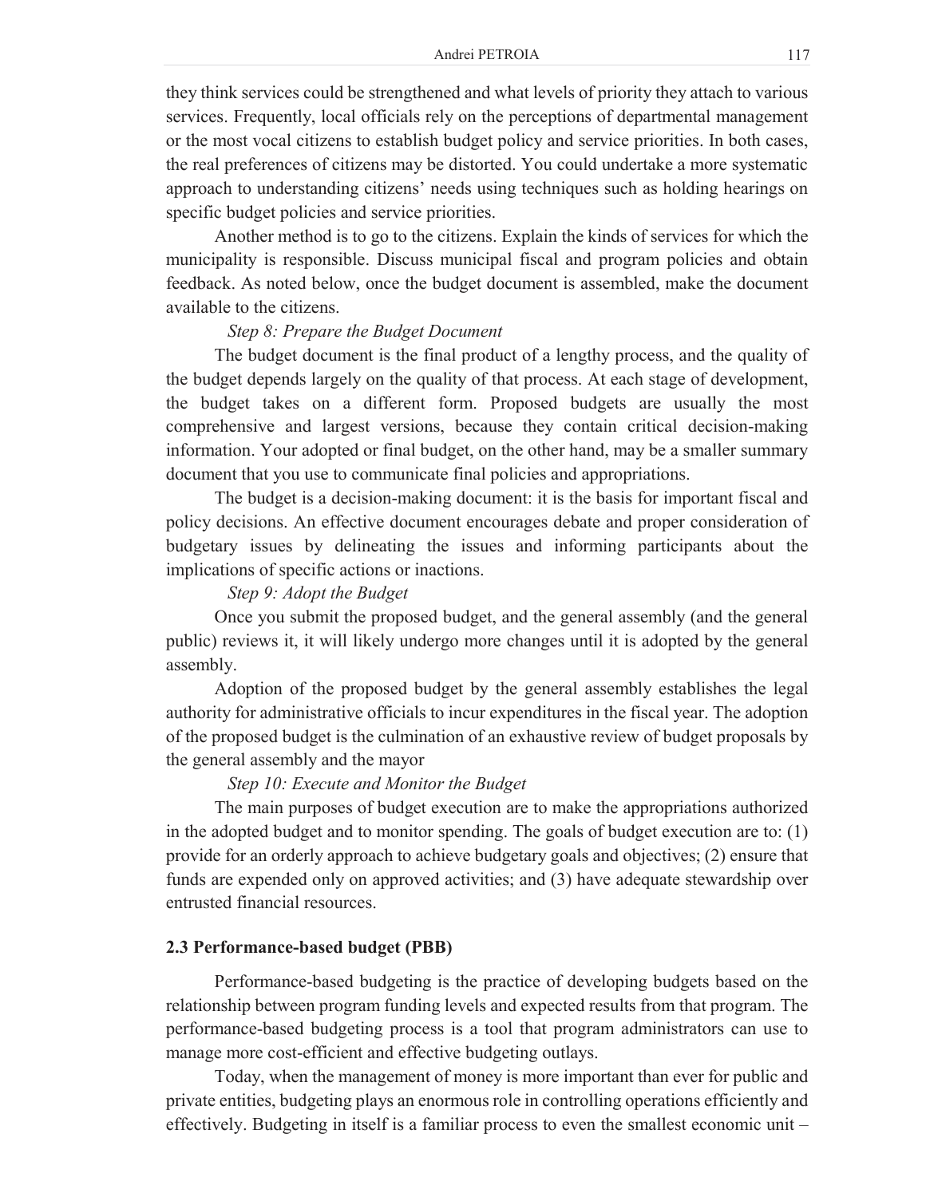they think services could be strengthened and what levels of priority they attach to various services. Frequently, local officials rely on the perceptions of departmental management or the most vocal citizens to establish budget policy and service priorities. In both cases, the real preferences of citizens may be distorted. You could undertake a more systematic approach to understanding citizens' needs using techniques such as holding hearings on specific budget policies and service priorities.

Another method is to go to the citizens. Explain the kinds of services for which the municipality is responsible. Discuss municipal fiscal and program policies and obtain feedback. As noted below, once the budget document is assembled, make the document available to the citizens.

*Step 8: Prepare the Budget Document*

The budget document is the final product of a lengthy process, and the quality of the budget depends largely on the quality of that process. At each stage of development, the budget takes on a different form. Proposed budgets are usually the most comprehensive and largest versions, because they contain critical decision-making information. Your adopted or final budget, on the other hand, may be a smaller summary document that you use to communicate final policies and appropriations.

The budget is a decision-making document: it is the basis for important fiscal and policy decisions. An effective document encourages debate and proper consideration of budgetary issues by delineating the issues and informing participants about the implications of specific actions or inactions.

*Step 9: Adopt the Budget*

Once you submit the proposed budget, and the general assembly (and the general public) reviews it, it will likely undergo more changes until it is adopted by the general assembly.

Adoption of the proposed budget by the general assembly establishes the legal authority for administrative officials to incur expenditures in the fiscal year. The adoption of the proposed budget is the culmination of an exhaustive review of budget proposals by the general assembly and the mayor

*Step 10: Execute and Monitor the Budget*

The main purposes of budget execution are to make the appropriations authorized in the adopted budget and to monitor spending. The goals of budget execution are to: (1) provide for an orderly approach to achieve budgetary goals and objectives; (2) ensure that funds are expended only on approved activities; and (3) have adequate stewardship over entrusted financial resources.

### 2.3 Performance-based budget (PBB)

Performance-based budgeting is the practice of developing budgets based on the relationship between program funding levels and expected results from that program. The performance-based budgeting process is a tool that program administrators can use to manage more cost-efficient and effective budgeting outlays.

Today, when the management of money is more important than ever for public and private entities, budgeting plays an enormous role in controlling operations efficiently and effectively. Budgeting in itself is a familiar process to even the smallest economic unit –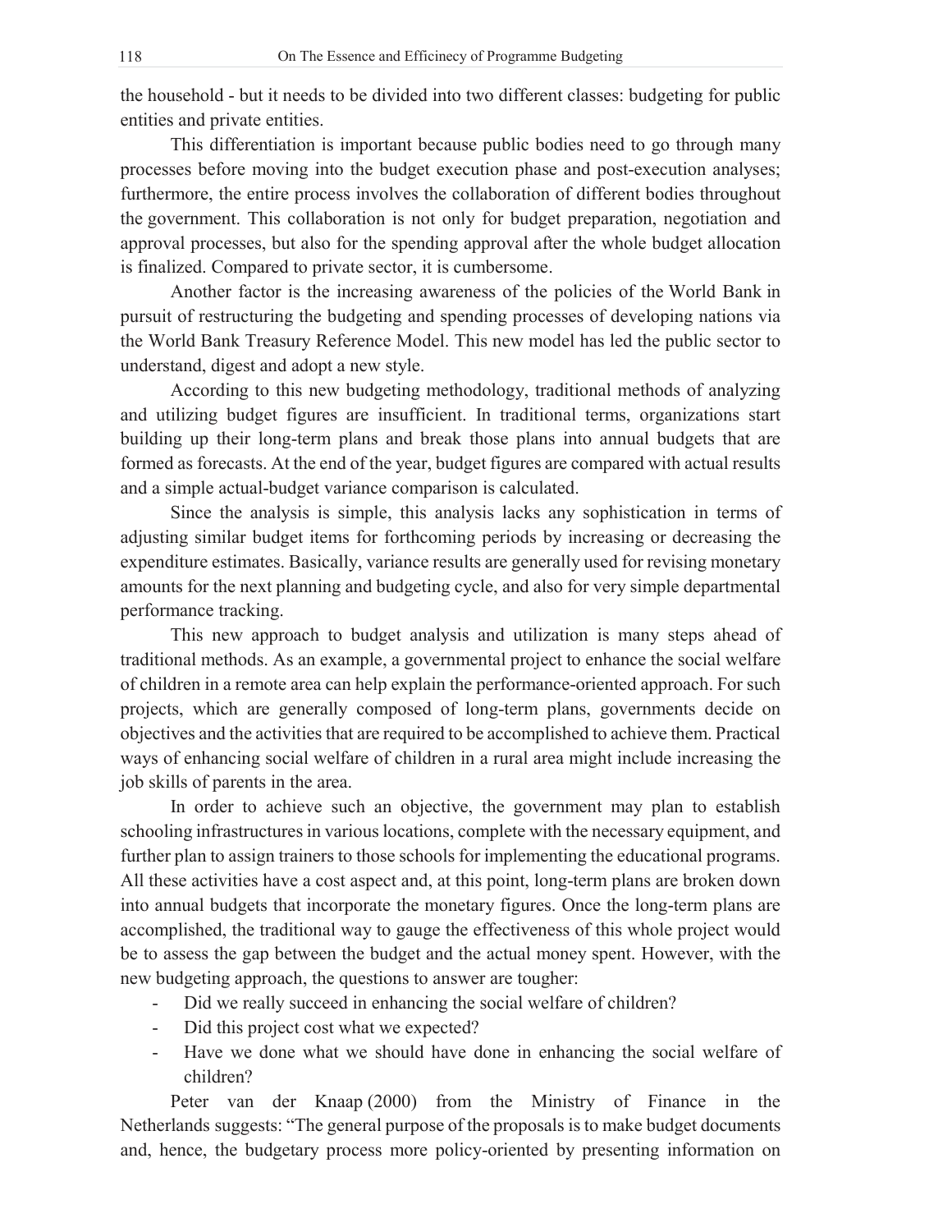the household - but it needs to be divided into two different classes: budgeting for public entities and private entities.

This differentiation is important because public bodies need to go through many processes before moving into the budget execution phase and post-execution analyses; furthermore, the entire process involves the collaboration of different bodies throughout the government. This collaboration is not only for budget preparation, negotiation and approval processes, but also for the spending approval after the whole budget allocation is finalized. Compared to private sector, it is cumbersome.

Another factor is the increasing awareness of the policies of the World Bank in pursuit of restructuring the budgeting and spending processes of developing nations via the World Bank Treasury Reference Model. This new model has led the public sector to understand, digest and adopt a new style.

According to this new budgeting methodology, traditional methods of analyzing and utilizing budget figures are insufficient. In traditional terms, organizations start building up their long-term plans and break those plans into annual budgets that are formed as forecasts. At the end of the year, budget figures are compared with actual results and a simple actual-budget variance comparison is calculated.

Since the analysis is simple, this analysis lacks any sophistication in terms of adjusting similar budget items for forthcoming periods by increasing or decreasing the expenditure estimates. Basically, variance results are generally used for revising monetary amounts for the next planning and budgeting cycle, and also for very simple departmental performance tracking.

This new approach to budget analysis and utilization is many steps ahead of traditional methods. As an example, a governmental project to enhance the social welfare of children in a remote area can help explain the performance-oriented approach. For such projects, which are generally composed of long-term plans, governments decide on objectives and the activities that are required to be accomplished to achieve them. Practical ways of enhancing social welfare of children in a rural area might include increasing the job skills of parents in the area.

In order to achieve such an objective, the government may plan to establish schooling infrastructures in various locations, complete with the necessary equipment, and further plan to assign trainers to those schools for implementing the educational programs. All these activities have a cost aspect and, at this point, long-term plans are broken down into annual budgets that incorporate the monetary figures. Once the long-term plans are accomplished, the traditional way to gauge the effectiveness of this whole project would be to assess the gap between the budget and the actual money spent. However, with the new budgeting approach, the questions to answer are tougher:

- Did we really succeed in enhancing the social welfare of children?
- Did this project cost what we expected?
- Have we done what we should have done in enhancing the social welfare of children?

Peter van der Knaap (2000) from the Ministry of Finance in the Netherlands suggests: "The general purpose of the proposals is to make budget documents and, hence, the budgetary process more policy-oriented by presenting information on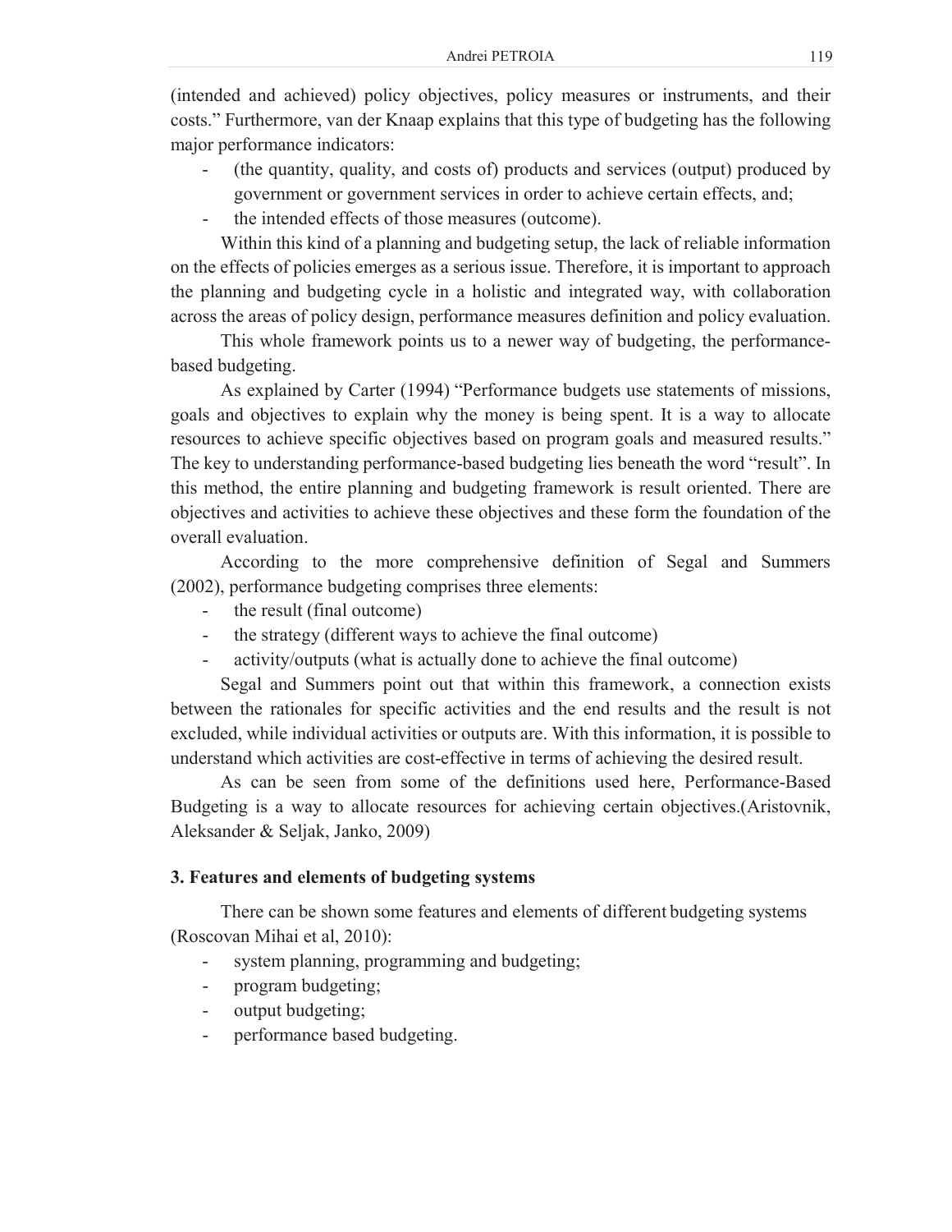(intended and achieved) policy objectives, policy measures or instruments, and their costs." Furthermore, van der Knaap explains that this type of budgeting has the following major performance indicators:

- (the quantity, quality, and costs of) products and services (output) produced by government or government services in order to achieve certain effects, and;
- the intended effects of those measures (outcome).

Within this kind of a planning and budgeting setup, the lack of reliable information on the effects of policies emerges as a serious issue. Therefore, it is important to approach the planning and budgeting cycle in a holistic and integrated way, with collaboration across the areas of policy design, performance measures definition and policy evaluation.

This whole framework points us to a newer way of budgeting, the performance-based budgeting.

As explained by Carter (1994) "Performance budgets use statements of missions, goals and objectives to explain why the money is being spent. It is a way to allocate resources to achieve specific objectives based on program goals and measured results." The key to understanding performance-based budgeting lies beneath the word "result". In this method, the entire planning and budgeting framework is result oriented. There are objectives and activities to achieve these objectives and these form the foundation of the overall evaluation.

According to the more comprehensive definition of Segal and Summers (2002), performance budgeting comprises three elements:

- the result (final outcome)
- the strategy (different ways to achieve the final outcome)
- activity/outputs (what is actually done to achieve the final outcome)

Segal and Summers point out that within this framework, a connection exists between the rationales for specific activities and the end results and the result is not excluded, while individual activities or outputs are. With this information, it is possible to understand which activities are cost-effective in terms of achieving the desired result.

As can be seen from some of the definitions used here, Performance-Based Budgeting is a way to allocate resources for achieving certain objectives.(Aristovnik, Aleksander & Seljak, Janko, 2009)

### 3. Features and elements of budgeting systems

There can be shown some features and elements of different budgeting systems (Roscovan Mihai et al, 2010):

- system planning, programming and budgeting;
- program budgeting;
- output budgeting;
- performance based budgeting.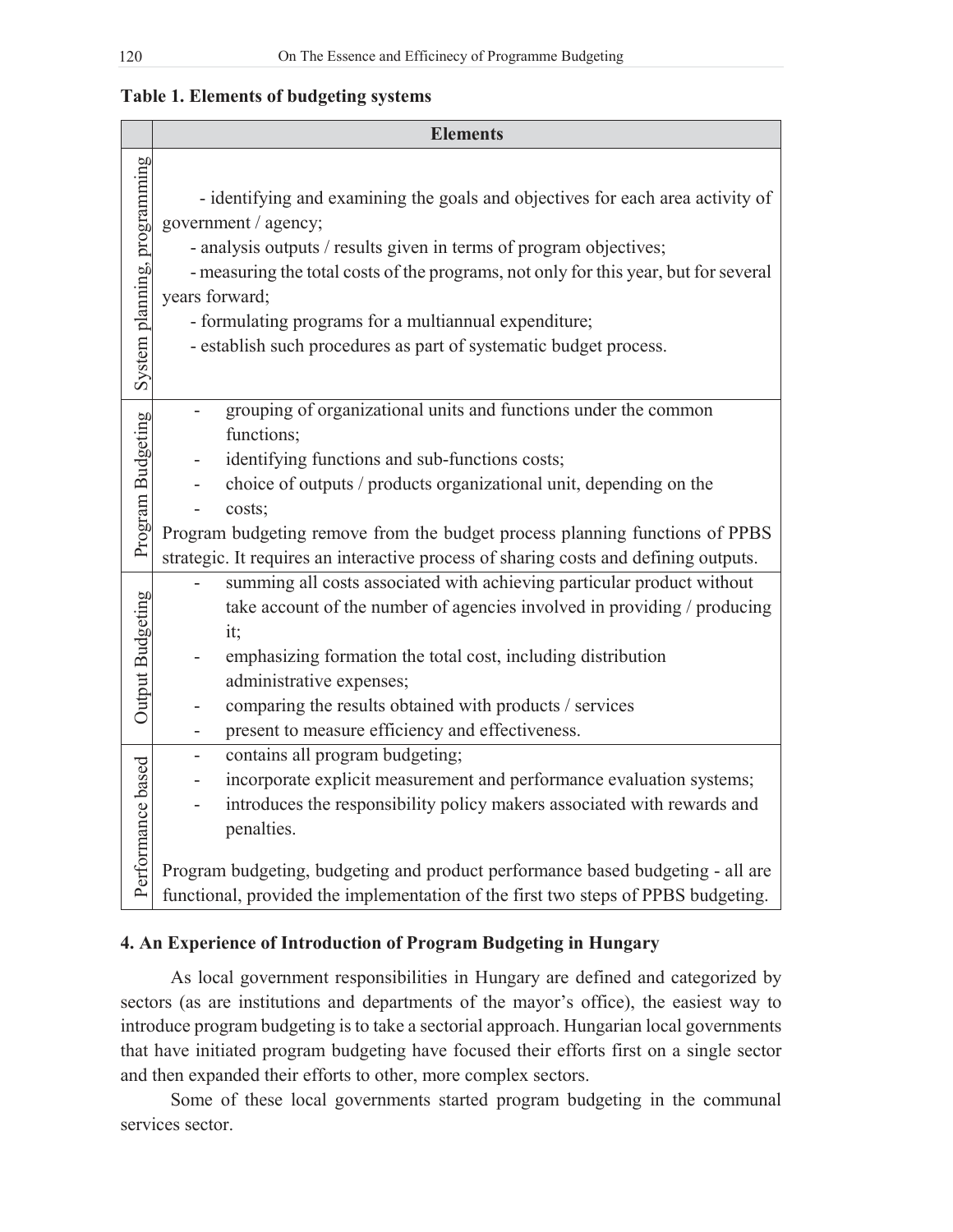**Table 1. Elements of budgeting systems**

| | Elements |
|---|---|
| System planning, programming | - identifying and examining the goals and objectives for each area activity of government / agency;<br>- analysis outputs / results given in terms of program objectives;<br>- measuring the total costs of the programs, not only for this year, but for several years forward;<br>- formulating programs for a multiannual expenditure;<br>- establish such procedures as part of systematic budget process. |
| Program Budgeting | - grouping of organizational units and functions under the common functions;<br>- identifying functions and sub-functions costs;<br>- choice of outputs / products organizational unit, depending on the<br>- costs;<br>Program budgeting remove from the budget process planning functions of PPBS strategic. It requires an interactive process of sharing costs and defining outputs. |
| Output Budgeting | - summing all costs associated with achieving particular product without take account of the number of agencies involved in providing / producing it;<br>- emphasizing formation the total cost, including distribution administrative expenses;<br>- comparing the results obtained with products / services<br>- present to measure efficiency and effectiveness. |
| Performance based | - contains all program budgeting;<br>- incorporate explicit measurement and performance evaluation systems;<br>- introduces the responsibility policy makers associated with rewards and penalties.<br><br>Program budgeting, budgeting and product performance based budgeting - all are functional, provided the implementation of the first two steps of PPBS budgeting. |

## 4. An Experience of Introduction of Program Budgeting in Hungary

As local government responsibilities in Hungary are defined and categorized by sectors (as are institutions and departments of the mayor's office), the easiest way to introduce program budgeting is to take a sectorial approach. Hungarian local governments that have initiated program budgeting have focused their efforts first on a single sector and then expanded their efforts to other, more complex sectors.

Some of these local governments started program budgeting in the communal services sector.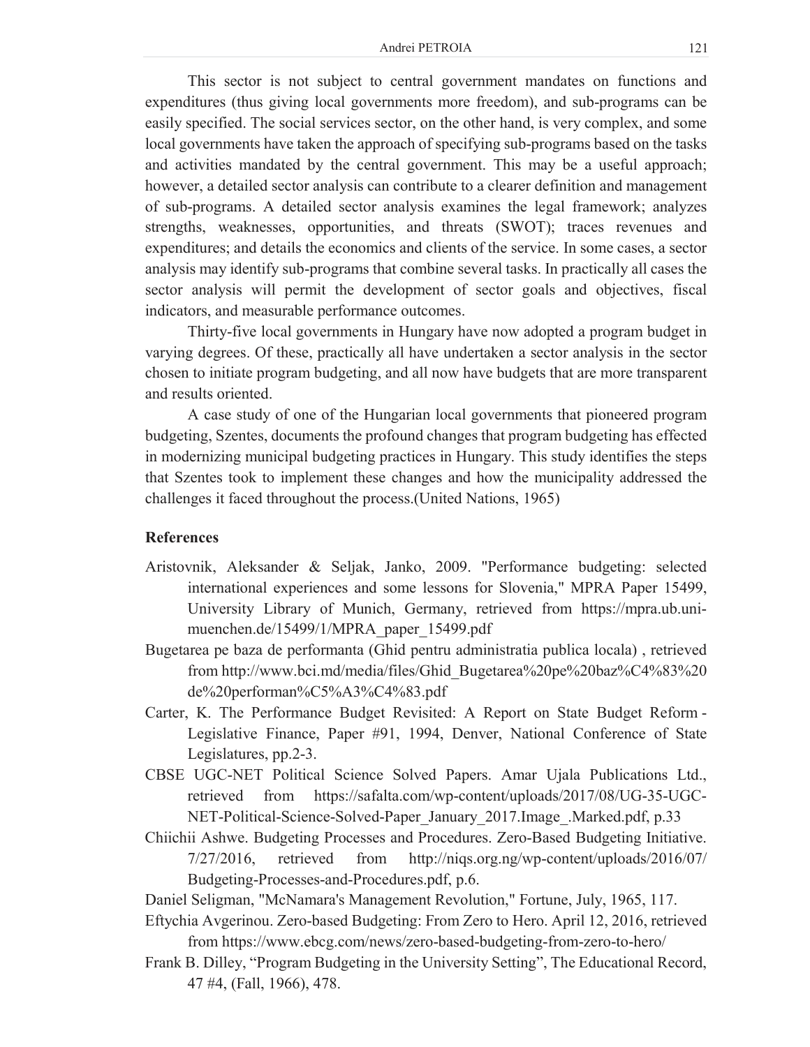This sector is not subject to central government mandates on functions and expenditures (thus giving local governments more freedom), and sub-programs can be easily specified. The social services sector, on the other hand, is very complex, and some local governments have taken the approach of specifying sub-programs based on the tasks and activities mandated by the central government. This may be a useful approach; however, a detailed sector analysis can contribute to a clearer definition and management of sub-programs. A detailed sector analysis examines the legal framework; analyzes strengths, weaknesses, opportunities, and threats (SWOT); traces revenues and expenditures; and details the economics and clients of the service. In some cases, a sector analysis may identify sub-programs that combine several tasks. In practically all cases the sector analysis will permit the development of sector goals and objectives, fiscal indicators, and measurable performance outcomes.

Thirty-five local governments in Hungary have now adopted a program budget in varying degrees. Of these, practically all have undertaken a sector analysis in the sector chosen to initiate program budgeting, and all now have budgets that are more transparent and results oriented.

A case study of one of the Hungarian local governments that pioneered program budgeting, Szentes, documents the profound changes that program budgeting has effected in modernizing municipal budgeting practices in Hungary. This study identifies the steps that Szentes took to implement these changes and how the municipality addressed the challenges it faced throughout the process.(United Nations, 1965)

## References

Aristovnik, Aleksander & Seljak, Janko, 2009. "Performance budgeting: selected international experiences and some lessons for Slovenia," MPRA Paper 15499, University Library of Munich, Germany, retrieved from https://mpra.ub.uni-muenchen.de/15499/1/MPRA_paper_15499.pdf

Bugetarea pe baza de performanta (Ghid pentru administratia publica locala) , retrieved from http://www.bci.md/media/files/Ghid_Bugetarea%20pe%20baz%C4%83%20de%20performan%C5%A3%C4%83.pdf

Carter, K. The Performance Budget Revisited: A Report on State Budget Reform - Legislative Finance, Paper #91, 1994, Denver, National Conference of State Legislatures, pp.2-3.

CBSE UGC-NET Political Science Solved Papers. Amar Ujala Publications Ltd., retrieved from https://safalta.com/wp-content/uploads/2017/08/UG-35-UGC-NET-Political-Science-Solved-Paper_January_2017.Image_.Marked.pdf, p.33

Chiichii Ashwe. Budgeting Processes and Procedures. Zero-Based Budgeting Initiative. 7/27/2016, retrieved from http://niqs.org.ng/wp-content/uploads/2016/07/Budgeting-Processes-and-Procedures.pdf, p.6.

Daniel Seligman, "McNamara's Management Revolution," Fortune, July, 1965, 117.

Eftychia Avgerinou. Zero-based Budgeting: From Zero to Hero. April 12, 2016, retrieved from https://www.ebcg.com/news/zero-based-budgeting-from-zero-to-hero/

Frank B. Dilley, "Program Budgeting in the University Setting", The Educational Record, 47 #4, (Fall, 1966), 478.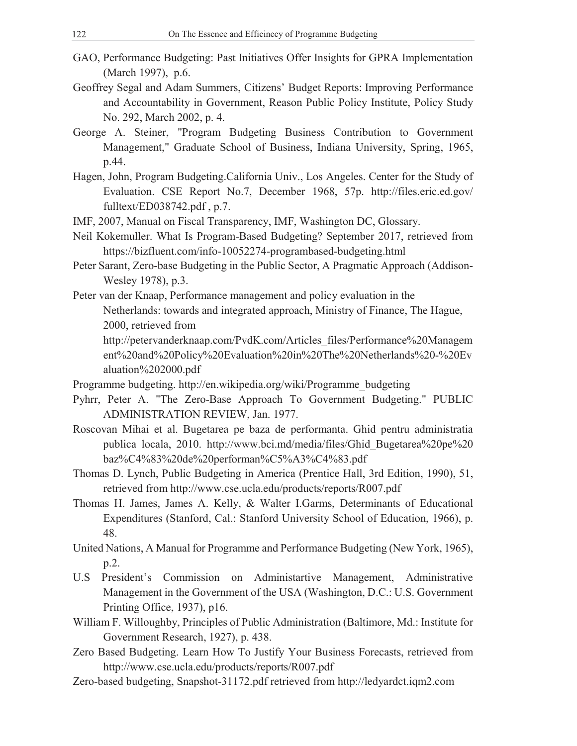GAO, Performance Budgeting: Past Initiatives Offer Insights for GPRA Implementation (March 1997), p.6.

Geoffrey Segal and Adam Summers, Citizens' Budget Reports: Improving Performance and Accountability in Government, Reason Public Policy Institute, Policy Study No. 292, March 2002, p. 4.

George A. Steiner, "Program Budgeting Business Contribution to Government Management," Graduate School of Business, Indiana University, Spring, 1965, p.44.

Hagen, John, Program Budgeting.California Univ., Los Angeles. Center for the Study of Evaluation. CSE Report No.7, December 1968, 57p. http://files.eric.ed.gov/fulltext/ED038742.pdf , p.7.

IMF, 2007, Manual on Fiscal Transparency, IMF, Washington DC, Glossary.

Neil Kokemuller. What Is Program-Based Budgeting? September 2017, retrieved from https://bizfluent.com/info-10052274-programbased-budgeting.html

Peter Sarant, Zero-base Budgeting in the Public Sector, A Pragmatic Approach (Addison-Wesley 1978), p.3.

Peter van der Knaap, Performance management and policy evaluation in the Netherlands: towards and integrated approach, Ministry of Finance, The Hague, 2000, retrieved from http://petervanderknaap.com/PvdK.com/Articles_files/Performance%20Management%20and%20Policy%20Evaluation%20in%20The%20Netherlands%20-%20Evaluation%202000.pdf

Programme budgeting. http://en.wikipedia.org/wiki/Programme_budgeting

Pyhrr, Peter A. "The Zero-Base Approach To Government Budgeting." PUBLIC ADMINISTRATION REVIEW, Jan. 1977.

Roscovan Mihai et al. Bugetarea pe baza de performanta. Ghid pentru administratia publica locala, 2010. http://www.bci.md/media/files/Ghid_Bugetarea%20pe%20baz%C4%83%20de%20performan%C5%A3%C4%83.pdf

Thomas D. Lynch, Public Budgeting in America (Prentice Hall, 3rd Edition, 1990), 51, retrieved from http://www.cse.ucla.edu/products/reports/R007.pdf

Thomas H. James, James A. Kelly, & Walter I.Garms, Determinants of Educational Expenditures (Stanford, Cal.: Stanford University School of Education, 1966), p. 48.

United Nations, A Manual for Programme and Performance Budgeting (New York, 1965), p.2.

U.S President's Commission on Administartive Management, Administrative Management in the Government of the USA (Washington, D.C.: U.S. Government Printing Office, 1937), p16.

William F. Willoughby, Principles of Public Administration (Baltimore, Md.: Institute for Government Research, 1927), p. 438.

Zero Based Budgeting. Learn How To Justify Your Business Forecasts, retrieved from http://www.cse.ucla.edu/products/reports/R007.pdf

Zero-based budgeting, Snapshot-31172.pdf retrieved from http://ledyardct.iqm2.com